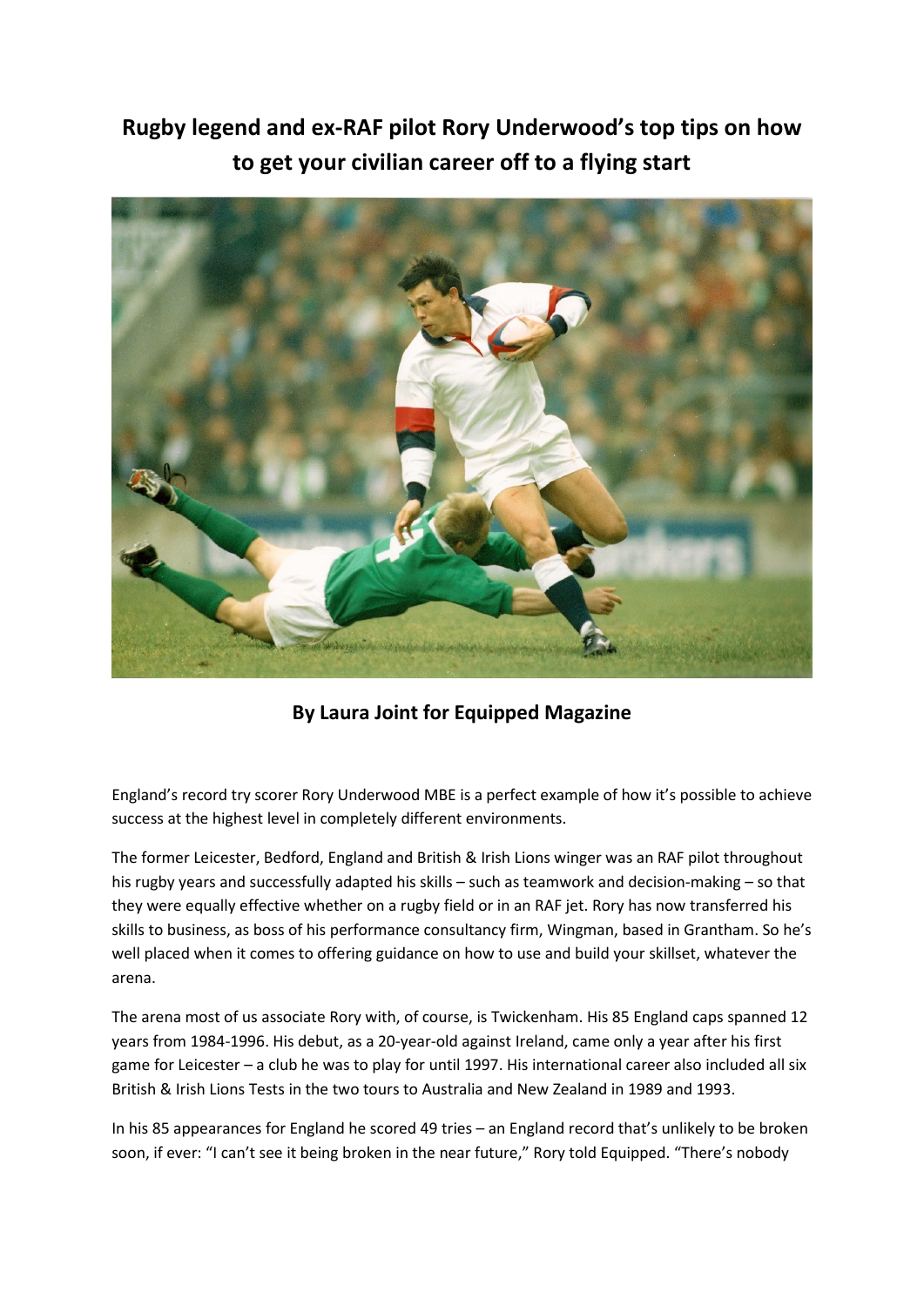# Rugby legend and ex-RAF pilot Rory Underwood's top tips on how to get your civilian career off to a flying start

**By Laura Joint for Equipped Magazine**

England's record try scorer Rory Underwood MBE is a perfect example of how it's possible to achieve success at the highest level in completely different environments.

The former Leicester, Bedford, England and British & Irish Lions winger was an RAF pilot throughout his rugby years and successfully adapted his skills – such as teamwork and decision-making – so that they were equally effective whether on a rugby field or in an RAF jet. Rory has now transferred his skills to business, as boss of his performance consultancy firm, Wingman, based in Grantham. So he's well placed when it comes to offering guidance on how to use and build your skillset, whatever the arena.

The arena most of us associate Rory with, of course, is Twickenham. His 85 England caps spanned 12 years from 1984-1996. His debut, as a 20-year-old against Ireland, came only a year after his first game for Leicester – a club he was to play for until 1997. His international career also included all six British & Irish Lions Tests in the two tours to Australia and New Zealand in 1989 and 1993.

In his 85 appearances for England he scored 49 tries – an England record that's unlikely to be broken soon, if ever: "I can't see it being broken in the near future," Rory told Equipped. "There's nobody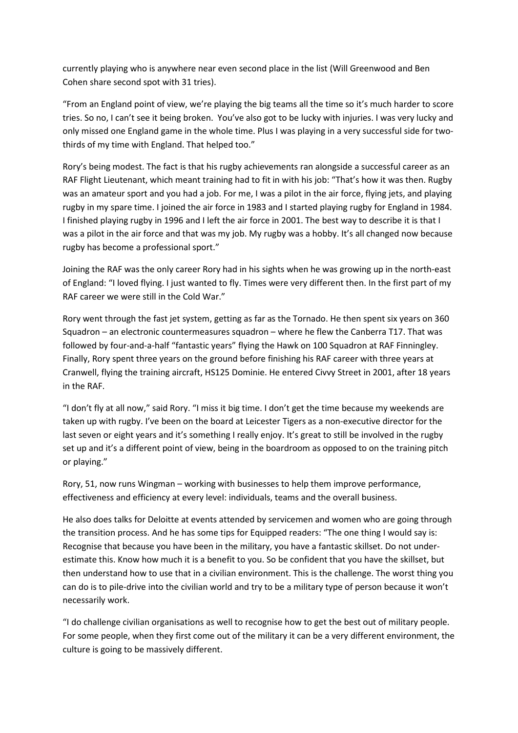currently playing who is anywhere near even second place in the list (Will Greenwood and Ben Cohen share second spot with 31 tries).

"From an England point of view, we're playing the big teams all the time so it's much harder to score tries. So no, I can't see it being broken. You've also got to be lucky with injuries. I was very lucky and only missed one England game in the whole time. Plus I was playing in a very successful side for two-thirds of my time with England. That helped too."

Rory's being modest. The fact is that his rugby achievements ran alongside a successful career as an RAF Flight Lieutenant, which meant training had to fit in with his job: "That's how it was then. Rugby was an amateur sport and you had a job. For me, I was a pilot in the air force, flying jets, and playing rugby in my spare time. I joined the air force in 1983 and I started playing rugby for England in 1984. I finished playing rugby in 1996 and I left the air force in 2001. The best way to describe it is that I was a pilot in the air force and that was my job. My rugby was a hobby. It's all changed now because rugby has become a professional sport."

Joining the RAF was the only career Rory had in his sights when he was growing up in the north-east of England: "I loved flying. I just wanted to fly. Times were very different then. In the first part of my RAF career we were still in the Cold War."

Rory went through the fast jet system, getting as far as the Tornado. He then spent six years on 360 Squadron – an electronic countermeasures squadron – where he flew the Canberra T17. That was followed by four-and-a-half "fantastic years" flying the Hawk on 100 Squadron at RAF Finningley. Finally, Rory spent three years on the ground before finishing his RAF career with three years at Cranwell, flying the training aircraft, HS125 Dominie. He entered Civvy Street in 2001, after 18 years in the RAF.

"I don't fly at all now," said Rory. "I miss it big time. I don't get the time because my weekends are taken up with rugby. I've been on the board at Leicester Tigers as a non-executive director for the last seven or eight years and it's something I really enjoy. It's great to still be involved in the rugby set up and it's a different point of view, being in the boardroom as opposed to on the training pitch or playing."

Rory, 51, now runs Wingman – working with businesses to help them improve performance, effectiveness and efficiency at every level: individuals, teams and the overall business.

He also does talks for Deloitte at events attended by servicemen and women who are going through the transition process. And he has some tips for Equipped readers: "The one thing I would say is: Recognise that because you have been in the military, you have a fantastic skillset. Do not under-estimate this. Know how much it is a benefit to you. So be confident that you have the skillset, but then understand how to use that in a civilian environment. This is the challenge. The worst thing you can do is to pile-drive into the civilian world and try to be a military type of person because it won't necessarily work.

"I do challenge civilian organisations as well to recognise how to get the best out of military people. For some people, when they first come out of the military it can be a very different environment, the culture is going to be massively different.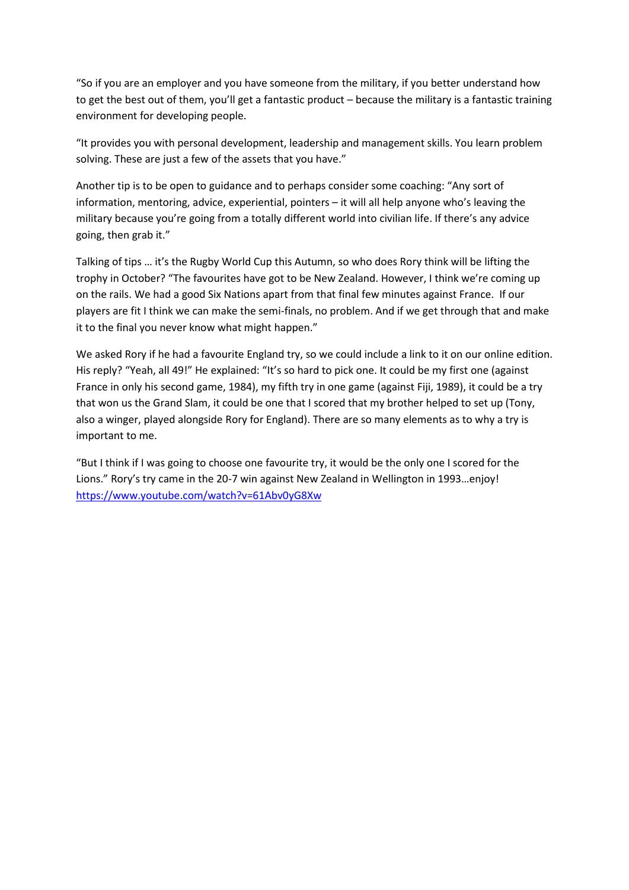"So if you are an employer and you have someone from the military, if you better understand how to get the best out of them, you'll get a fantastic product – because the military is a fantastic training environment for developing people.

"It provides you with personal development, leadership and management skills. You learn problem solving. These are just a few of the assets that you have."

Another tip is to be open to guidance and to perhaps consider some coaching: "Any sort of information, mentoring, advice, experiential, pointers – it will all help anyone who's leaving the military because you're going from a totally different world into civilian life. If there's any advice going, then grab it."

Talking of tips … it's the Rugby World Cup this Autumn, so who does Rory think will be lifting the trophy in October? "The favourites have got to be New Zealand. However, I think we're coming up on the rails. We had a good Six Nations apart from that final few minutes against France. If our players are fit I think we can make the semi-finals, no problem. And if we get through that and make it to the final you never know what might happen."

We asked Rory if he had a favourite England try, so we could include a link to it on our online edition. His reply? "Yeah, all 49!" He explained: "It's so hard to pick one. It could be my first one (against France in only his second game, 1984), my fifth try in one game (against Fiji, 1989), it could be a try that won us the Grand Slam, it could be one that I scored that my brother helped to set up (Tony, also a winger, played alongside Rory for England). There are so many elements as to why a try is important to me.

"But I think if I was going to choose one favourite try, it would be the only one I scored for the Lions." Rory's try came in the 20-7 win against New Zealand in Wellington in 1993…enjoy! [https://www.youtube.com/watch?v=61Abv0yG8Xw](https://www.youtube.com/watch?v=61Abv0yG8Xw)